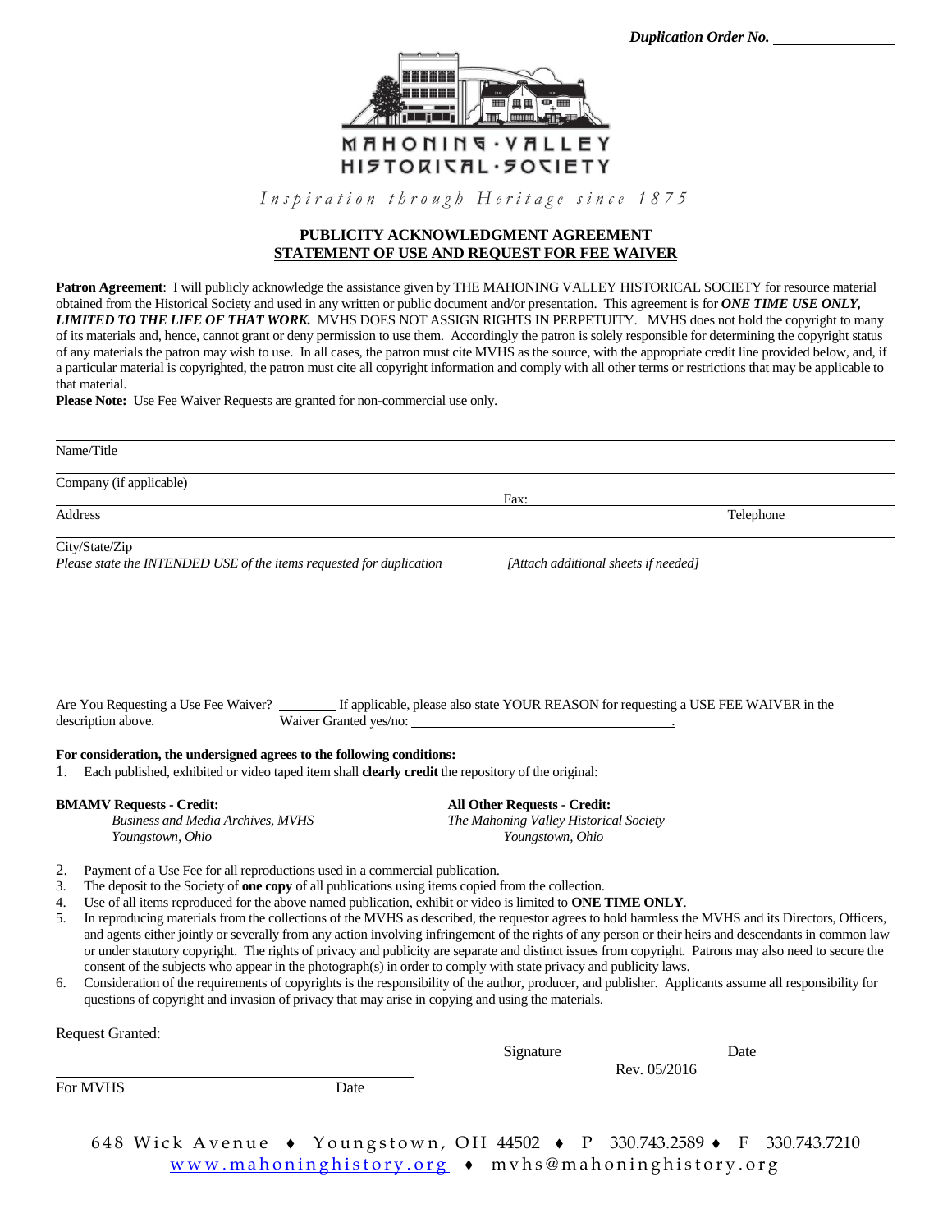*Duplication Order No.* ______________

MAHONING · VALLEY
HISTORICAL · SOCIETY

*Inspiration through Heritage since 1875*

## PUBLICITY ACKNOWLEDGMENT AGREEMENT
## STATEMENT OF USE AND REQUEST FOR FEE WAIVER

**Patron Agreement**: I will publicly acknowledge the assistance given by THE MAHONING VALLEY HISTORICAL SOCIETY for resource material obtained from the Historical Society and used in any written or public document and/or presentation. This agreement is for ***ONE TIME USE ONLY, LIMITED TO THE LIFE OF THAT WORK.*** MVHS DOES NOT ASSIGN RIGHTS IN PERPETUITY. MVHS does not hold the copyright to many of its materials and, hence, cannot grant or deny permission to use them. Accordingly the patron is solely responsible for determining the copyright status of any materials the patron may wish to use. In all cases, the patron must cite MVHS as the source, with the appropriate credit line provided below, and, if a particular material is copyrighted, the patron must cite all copyright information and comply with all other terms or restrictions that may be applicable to that material.

**Please Note:** Use Fee Waiver Requests are granted for non-commercial use only.

Name/Title

Company (if applicable)

Fax:

Address Telephone

City/State/Zip

*Please state the INTENDED USE of the items requested for duplication* *[Attach additional sheets if needed]*

Are You Requesting a Use Fee Waiver? ________ If applicable, please also state YOUR REASON for requesting a USE FEE WAIVER in the description above. Waiver Granted yes/no: ______________________________.

**For consideration, the undersigned agrees to the following conditions:**

1. Each published, exhibited or video taped item shall **clearly credit** the repository of the original:

**BMAMV Requests - Credit:**
*Business and Media Archives, MVHS*
*Youngstown, Ohio*

**All Other Requests - Credit:**
*The Mahoning Valley Historical Society*
*Youngstown, Ohio*

2. Payment of a Use Fee for all reproductions used in a commercial publication.
3. The deposit to the Society of **one copy** of all publications using items copied from the collection.
4. Use of all items reproduced for the above named publication, exhibit or video is limited to **ONE TIME ONLY**.
5. In reproducing materials from the collections of the MVHS as described, the requestor agrees to hold harmless the MVHS and its Directors, Officers, and agents either jointly or severally from any action involving infringement of the rights of any person or their heirs and descendants in common law or under statutory copyright. The rights of privacy and publicity are separate and distinct issues from copyright. Patrons may also need to secure the consent of the subjects who appear in the photograph(s) in order to comply with state privacy and publicity laws.
6. Consideration of the requirements of copyrights is the responsibility of the author, producer, and publisher. Applicants assume all responsibility for questions of copyright and invasion of privacy that may arise in copying and using the materials.

Request Granted:

Signature ______________________ Date

Rev. 05/2016

______________________
For MVHS Date

648 Wick Avenue ♦ Youngstown, OH 44502 ♦ P 330.743.2589 ♦ F 330.743.7210
www.mahoninghistory.org ♦ mvhs@mahoninghistory.org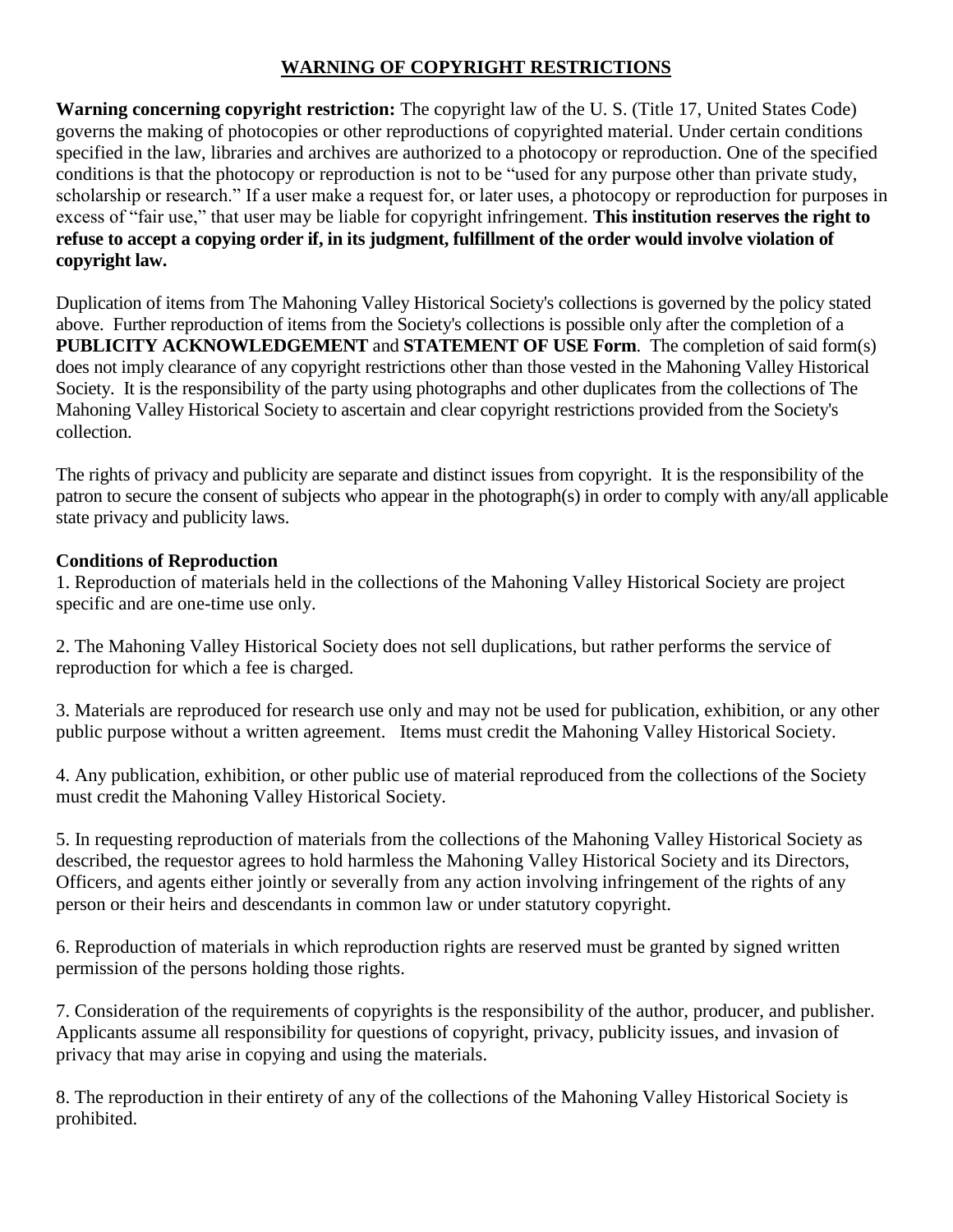## WARNING OF COPYRIGHT RESTRICTIONS

**Warning concerning copyright restriction:** The copyright law of the U. S. (Title 17, United States Code) governs the making of photocopies or other reproductions of copyrighted material. Under certain conditions specified in the law, libraries and archives are authorized to a photocopy or reproduction. One of the specified conditions is that the photocopy or reproduction is not to be "used for any purpose other than private study, scholarship or research." If a user make a request for, or later uses, a photocopy or reproduction for purposes in excess of "fair use," that user may be liable for copyright infringement. **This institution reserves the right to refuse to accept a copying order if, in its judgment, fulfillment of the order would involve violation of copyright law.**

Duplication of items from The Mahoning Valley Historical Society's collections is governed by the policy stated above. Further reproduction of items from the Society's collections is possible only after the completion of a **PUBLICITY ACKNOWLEDGEMENT** and **STATEMENT OF USE Form**. The completion of said form(s) does not imply clearance of any copyright restrictions other than those vested in the Mahoning Valley Historical Society. It is the responsibility of the party using photographs and other duplicates from the collections of The Mahoning Valley Historical Society to ascertain and clear copyright restrictions provided from the Society's collection.

The rights of privacy and publicity are separate and distinct issues from copyright. It is the responsibility of the patron to secure the consent of subjects who appear in the photograph(s) in order to comply with any/all applicable state privacy and publicity laws.

**Conditions of Reproduction**

1. Reproduction of materials held in the collections of the Mahoning Valley Historical Society are project specific and are one-time use only.

2. The Mahoning Valley Historical Society does not sell duplications, but rather performs the service of reproduction for which a fee is charged.

3. Materials are reproduced for research use only and may not be used for publication, exhibition, or any other public purpose without a written agreement. Items must credit the Mahoning Valley Historical Society.

4. Any publication, exhibition, or other public use of material reproduced from the collections of the Society must credit the Mahoning Valley Historical Society.

5. In requesting reproduction of materials from the collections of the Mahoning Valley Historical Society as described, the requestor agrees to hold harmless the Mahoning Valley Historical Society and its Directors, Officers, and agents either jointly or severally from any action involving infringement of the rights of any person or their heirs and descendants in common law or under statutory copyright.

6. Reproduction of materials in which reproduction rights are reserved must be granted by signed written permission of the persons holding those rights.

7. Consideration of the requirements of copyrights is the responsibility of the author, producer, and publisher. Applicants assume all responsibility for questions of copyright, privacy, publicity issues, and invasion of privacy that may arise in copying and using the materials.

8. The reproduction in their entirety of any of the collections of the Mahoning Valley Historical Society is prohibited.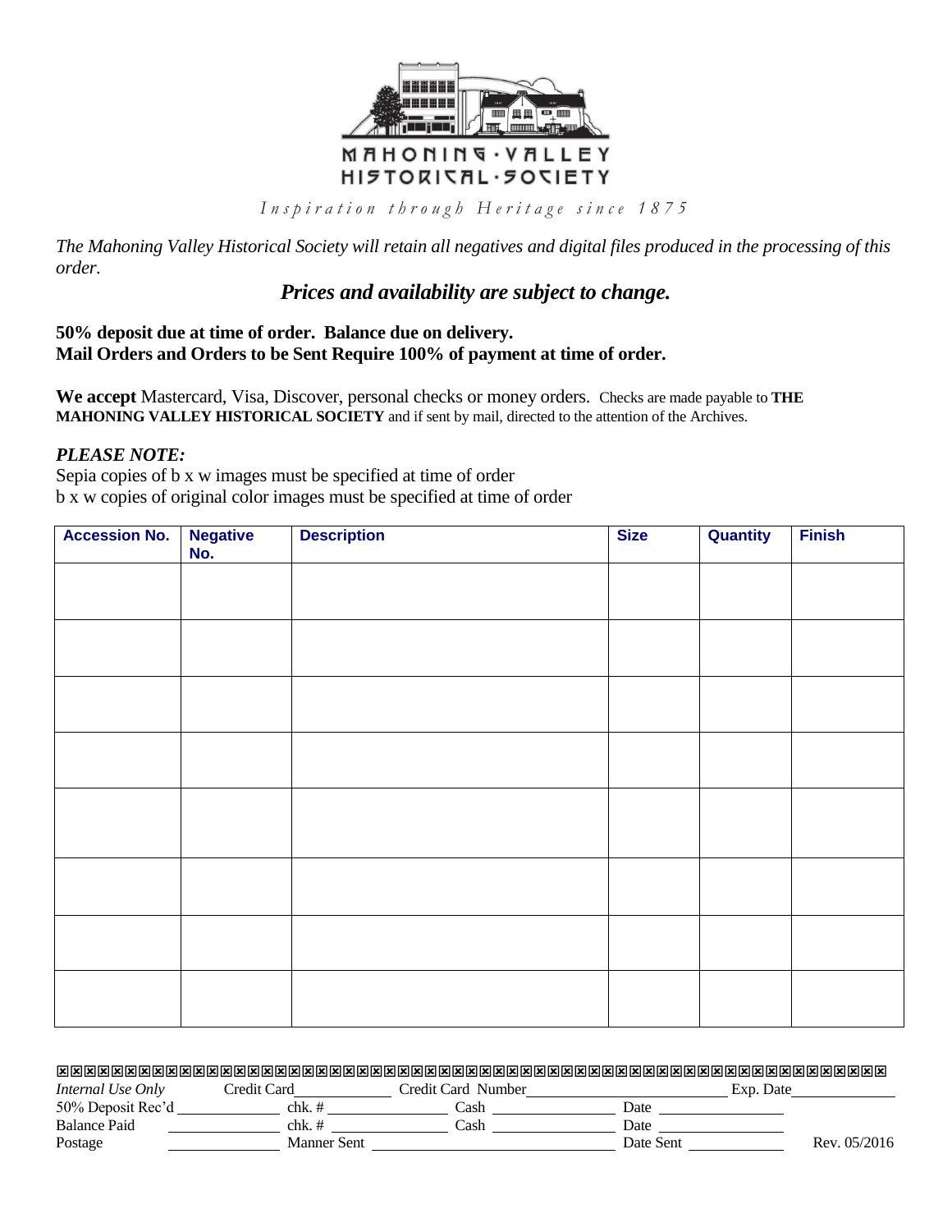MAHONING·VALLEY HISTORICAL·SOCIETY

*Inspiration through Heritage since 1875*

*The Mahoning Valley Historical Society will retain all negatives and digital files produced in the processing of this order.*

***Prices and availability are subject to change.***

**50% deposit due at time of order. Balance due on delivery.**
**Mail Orders and Orders to be Sent Require 100% of payment at time of order.**

**We accept** Mastercard, Visa, Discover, personal checks or money orders. Checks are made payable to **THE MAHONING VALLEY HISTORICAL SOCIETY** and if sent by mail, directed to the attention of the Archives.

***PLEASE NOTE:***

Sepia copies of b x w images must be specified at time of order
b x w copies of original color images must be specified at time of order

| Accession No. | Negative No. | Description | Size | Quantity | Finish |
|---|---|---|---|---|---|
| | | | | | |
| | | | | | |
| | | | | | |
| | | | | | |
| | | | | | |
| | | | | | |
| | | | | | |
| | | | | | |

*Internal Use Only* Credit Card\_\_\_\_\_\_\_\_ Credit Card Number\_\_\_\_\_\_\_\_\_\_\_\_\_\_\_\_ Exp. Date\_\_\_\_\_\_\_\_

50% Deposit Rec'd \_\_\_\_\_\_\_\_ chk. # \_\_\_\_\_\_\_\_ Cash \_\_\_\_\_\_\_\_ Date \_\_\_\_\_\_\_\_

Balance Paid \_\_\_\_\_\_\_\_ chk. # \_\_\_\_\_\_\_\_ Cash \_\_\_\_\_\_\_\_ Date \_\_\_\_\_\_\_\_

Postage \_\_\_\_\_\_\_\_ Manner Sent \_\_\_\_\_\_\_\_\_\_\_\_\_\_\_\_ Date Sent \_\_\_\_\_\_\_\_ Rev. 05/2016